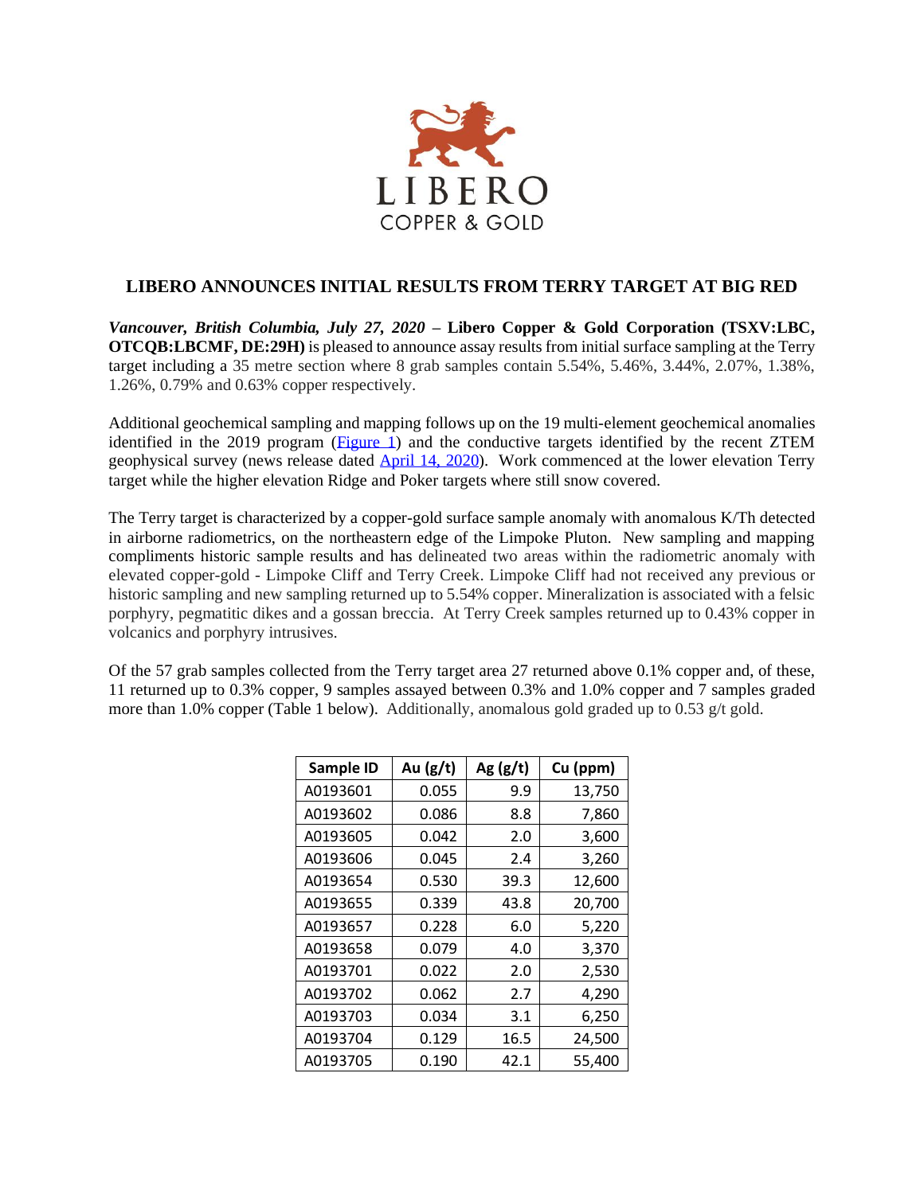# LIBERO ANNOUNCES INITIAL RESULTS FROM TERRY TARGET AT BIG RED

***Vancouver, British Columbia, July 27, 2020*** **– Libero Copper & Gold Corporation (TSXV:LBC, OTCQB:LBCMF, DE:29H)** is pleased to announce assay results from initial surface sampling at the Terry target including a 35 metre section where 8 grab samples contain 5.54%, 5.46%, 3.44%, 2.07%, 1.38%, 1.26%, 0.79% and 0.63% copper respectively.

Additional geochemical sampling and mapping follows up on the 19 multi-element geochemical anomalies identified in the 2019 program (Figure 1) and the conductive targets identified by the recent ZTEM geophysical survey (news release dated April 14, 2020). Work commenced at the lower elevation Terry target while the higher elevation Ridge and Poker targets where still snow covered.

The Terry target is characterized by a copper-gold surface sample anomaly with anomalous K/Th detected in airborne radiometrics, on the northeastern edge of the Limpoke Pluton. New sampling and mapping compliments historic sample results and has delineated two areas within the radiometric anomaly with elevated copper-gold - Limpoke Cliff and Terry Creek. Limpoke Cliff had not received any previous or historic sampling and new sampling returned up to 5.54% copper. Mineralization is associated with a felsic porphyry, pegmatitic dikes and a gossan breccia. At Terry Creek samples returned up to 0.43% copper in volcanics and porphyry intrusives.

Of the 57 grab samples collected from the Terry target area 27 returned above 0.1% copper and, of these, 11 returned up to 0.3% copper, 9 samples assayed between 0.3% and 1.0% copper and 7 samples graded more than 1.0% copper (Table 1 below). Additionally, anomalous gold graded up to 0.53 g/t gold.

| Sample ID | Au (g/t) | Ag (g/t) | Cu (ppm) |
|---|---|---|---|
| A0193601 | 0.055 | 9.9 | 13,750 |
| A0193602 | 0.086 | 8.8 | 7,860 |
| A0193605 | 0.042 | 2.0 | 3,600 |
| A0193606 | 0.045 | 2.4 | 3,260 |
| A0193654 | 0.530 | 39.3 | 12,600 |
| A0193655 | 0.339 | 43.8 | 20,700 |
| A0193657 | 0.228 | 6.0 | 5,220 |
| A0193658 | 0.079 | 4.0 | 3,370 |
| A0193701 | 0.022 | 2.0 | 2,530 |
| A0193702 | 0.062 | 2.7 | 4,290 |
| A0193703 | 0.034 | 3.1 | 6,250 |
| A0193704 | 0.129 | 16.5 | 24,500 |
| A0193705 | 0.190 | 42.1 | 55,400 |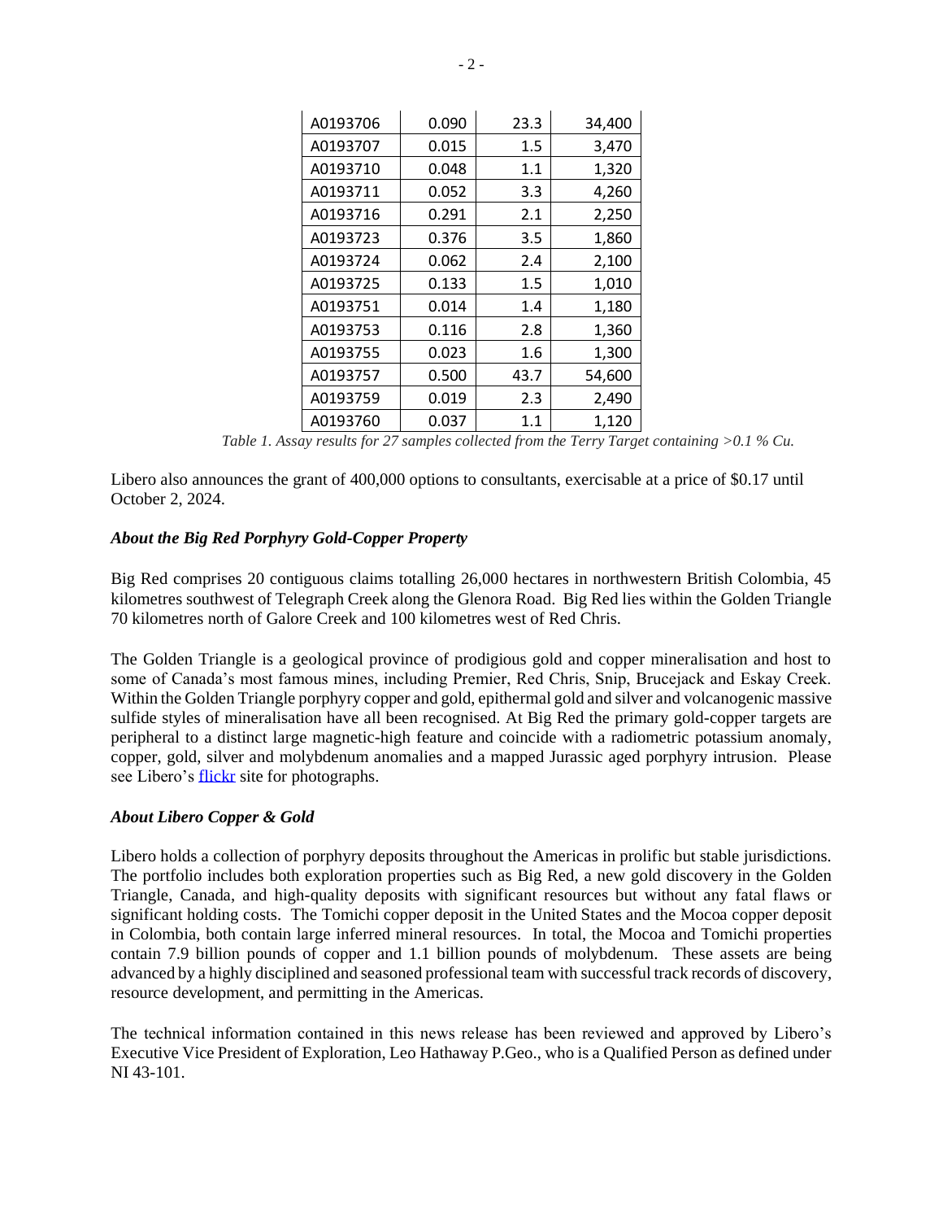| | | | |
|---|---|---|---|
| A0193706 | 0.090 | 23.3 | 34,400 |
| A0193707 | 0.015 | 1.5 | 3,470 |
| A0193710 | 0.048 | 1.1 | 1,320 |
| A0193711 | 0.052 | 3.3 | 4,260 |
| A0193716 | 0.291 | 2.1 | 2,250 |
| A0193723 | 0.376 | 3.5 | 1,860 |
| A0193724 | 0.062 | 2.4 | 2,100 |
| A0193725 | 0.133 | 1.5 | 1,010 |
| A0193751 | 0.014 | 1.4 | 1,180 |
| A0193753 | 0.116 | 2.8 | 1,360 |
| A0193755 | 0.023 | 1.6 | 1,300 |
| A0193757 | 0.500 | 43.7 | 54,600 |
| A0193759 | 0.019 | 2.3 | 2,490 |
| A0193760 | 0.037 | 1.1 | 1,120 |

*Table 1. Assay results for 27 samples collected from the Terry Target containing >0.1 % Cu.*

Libero also announces the grant of 400,000 options to consultants, exercisable at a price of $0.17 until October 2, 2024.

### *About the Big Red Porphyry Gold-Copper Property*

Big Red comprises 20 contiguous claims totalling 26,000 hectares in northwestern British Colombia, 45 kilometres southwest of Telegraph Creek along the Glenora Road. Big Red lies within the Golden Triangle 70 kilometres north of Galore Creek and 100 kilometres west of Red Chris.

The Golden Triangle is a geological province of prodigious gold and copper mineralisation and host to some of Canada's most famous mines, including Premier, Red Chris, Snip, Brucejack and Eskay Creek. Within the Golden Triangle porphyry copper and gold, epithermal gold and silver and volcanogenic massive sulfide styles of mineralisation have all been recognised. At Big Red the primary gold-copper targets are peripheral to a distinct large magnetic-high feature and coincide with a radiometric potassium anomaly, copper, gold, silver and molybdenum anomalies and a mapped Jurassic aged porphyry intrusion. Please see Libero's flickr site for photographs.

### *About Libero Copper & Gold*

Libero holds a collection of porphyry deposits throughout the Americas in prolific but stable jurisdictions. The portfolio includes both exploration properties such as Big Red, a new gold discovery in the Golden Triangle, Canada, and high-quality deposits with significant resources but without any fatal flaws or significant holding costs. The Tomichi copper deposit in the United States and the Mocoa copper deposit in Colombia, both contain large inferred mineral resources. In total, the Mocoa and Tomichi properties contain 7.9 billion pounds of copper and 1.1 billion pounds of molybdenum. These assets are being advanced by a highly disciplined and seasoned professional team with successful track records of discovery, resource development, and permitting in the Americas.

The technical information contained in this news release has been reviewed and approved by Libero's Executive Vice President of Exploration, Leo Hathaway P.Geo., who is a Qualified Person as defined under NI 43-101.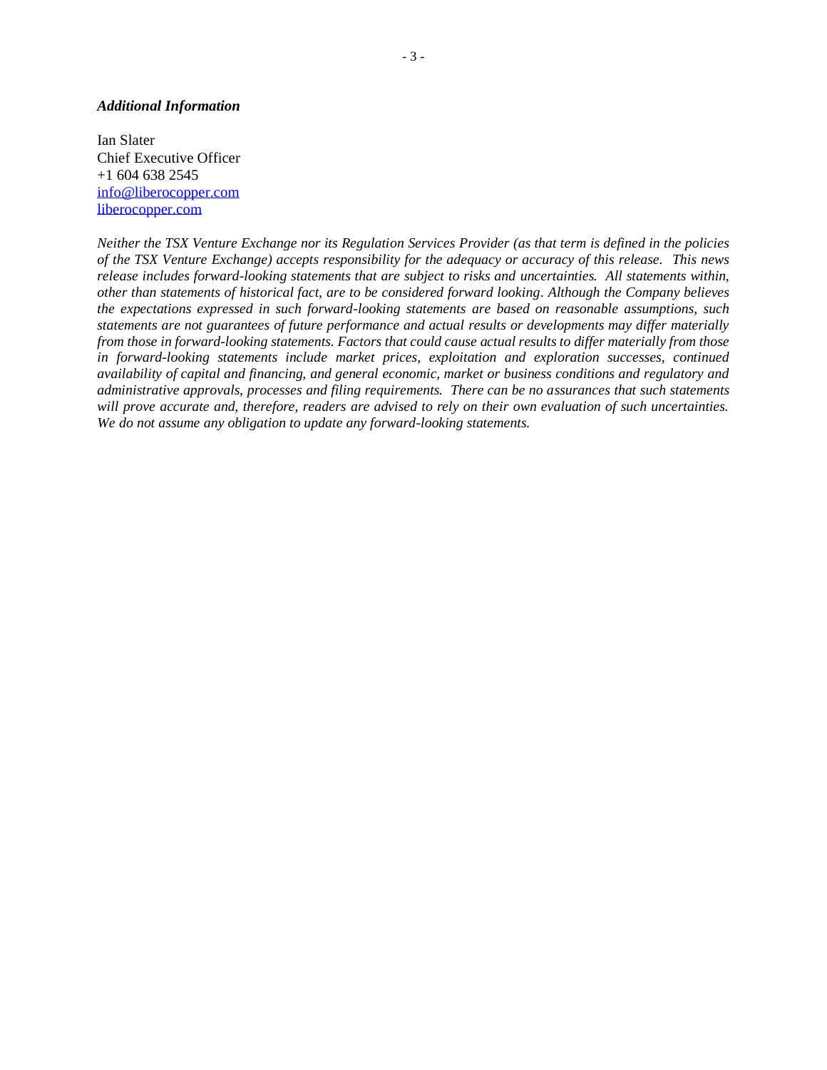***Additional Information***

Ian Slater
Chief Executive Officer
+1 604 638 2545
info@liberocopper.com
liberocopper.com

*Neither the TSX Venture Exchange nor its Regulation Services Provider (as that term is defined in the policies of the TSX Venture Exchange) accepts responsibility for the adequacy or accuracy of this release. This news release includes forward-looking statements that are subject to risks and uncertainties. All statements within, other than statements of historical fact, are to be considered forward looking. Although the Company believes the expectations expressed in such forward-looking statements are based on reasonable assumptions, such statements are not guarantees of future performance and actual results or developments may differ materially from those in forward-looking statements. Factors that could cause actual results to differ materially from those in forward-looking statements include market prices, exploitation and exploration successes, continued availability of capital and financing, and general economic, market or business conditions and regulatory and administrative approvals, processes and filing requirements. There can be no assurances that such statements will prove accurate and, therefore, readers are advised to rely on their own evaluation of such uncertainties. We do not assume any obligation to update any forward-looking statements.*